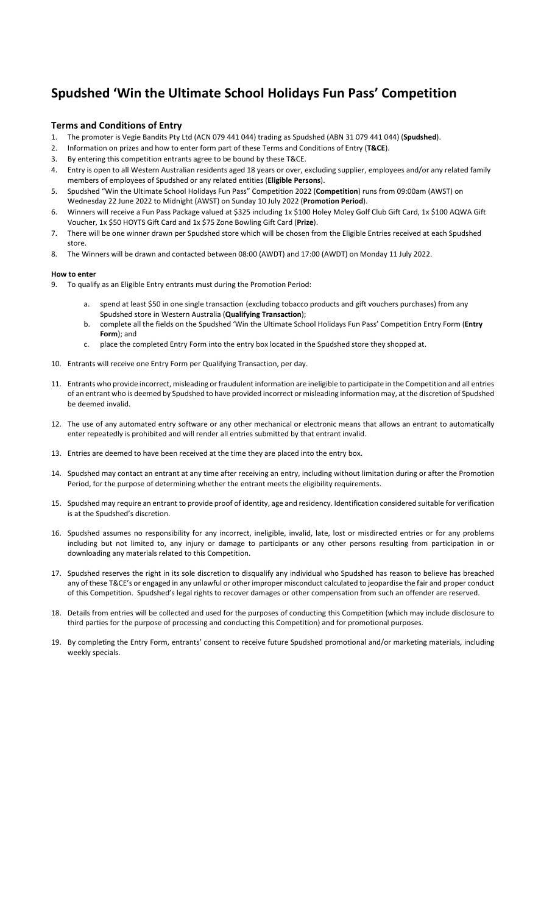# Spudshed 'Win the Ultimate School Holidays Fun Pass' Competition

## Terms and Conditions of Entry

1. The promoter is Vegie Bandits Pty Ltd (ACN 079 441 044) trading as Spudshed (ABN 31 079 441 044) (**Spudshed**).
2. Information on prizes and how to enter form part of these Terms and Conditions of Entry (**T&CE**).
3. By entering this competition entrants agree to be bound by these T&CE.
4. Entry is open to all Western Australian residents aged 18 years or over, excluding supplier, employees and/or any related family members of employees of Spudshed or any related entities (**Eligible Persons**).
5. Spudshed "Win the Ultimate School Holidays Fun Pass" Competition 2022 (**Competition**) runs from 09:00am (AWST) on Wednesday 22 June 2022 to Midnight (AWST) on Sunday 10 July 2022 (**Promotion Period**).
6. Winners will receive a Fun Pass Package valued at $325 including 1x $100 Holey Moley Golf Club Gift Card, 1x $100 AQWA Gift Voucher, 1x $50 HOYTS Gift Card and 1x $75 Zone Bowling Gift Card (**Prize**).
7. There will be one winner drawn per Spudshed store which will be chosen from the Eligible Entries received at each Spudshed store.
8. The Winners will be drawn and contacted between 08:00 (AWDT) and 17:00 (AWDT) on Monday 11 July 2022.

**How to enter**

9. To qualify as an Eligible Entry entrants must during the Promotion Period:
   a. spend at least $50 in one single transaction (excluding tobacco products and gift vouchers purchases) from any Spudshed store in Western Australia (**Qualifying Transaction**);
   b. complete all the fields on the Spudshed 'Win the Ultimate School Holidays Fun Pass' Competition Entry Form (**Entry Form**); and
   c. place the completed Entry Form into the entry box located in the Spudshed store they shopped at.
10. Entrants will receive one Entry Form per Qualifying Transaction, per day.
11. Entrants who provide incorrect, misleading or fraudulent information are ineligible to participate in the Competition and all entries of an entrant who is deemed by Spudshed to have provided incorrect or misleading information may, at the discretion of Spudshed be deemed invalid.
12. The use of any automated entry software or any other mechanical or electronic means that allows an entrant to automatically enter repeatedly is prohibited and will render all entries submitted by that entrant invalid.
13. Entries are deemed to have been received at the time they are placed into the entry box.
14. Spudshed may contact an entrant at any time after receiving an entry, including without limitation during or after the Promotion Period, for the purpose of determining whether the entrant meets the eligibility requirements.
15. Spudshed may require an entrant to provide proof of identity, age and residency. Identification considered suitable for verification is at the Spudshed's discretion.
16. Spudshed assumes no responsibility for any incorrect, ineligible, invalid, late, lost or misdirected entries or for any problems including but not limited to, any injury or damage to participants or any other persons resulting from participation in or downloading any materials related to this Competition.
17. Spudshed reserves the right in its sole discretion to disqualify any individual who Spudshed has reason to believe has breached any of these T&CE's or engaged in any unlawful or other improper misconduct calculated to jeopardise the fair and proper conduct of this Competition. Spudshed's legal rights to recover damages or other compensation from such an offender are reserved.
18. Details from entries will be collected and used for the purposes of conducting this Competition (which may include disclosure to third parties for the purpose of processing and conducting this Competition) and for promotional purposes.
19. By completing the Entry Form, entrants' consent to receive future Spudshed promotional and/or marketing materials, including weekly specials.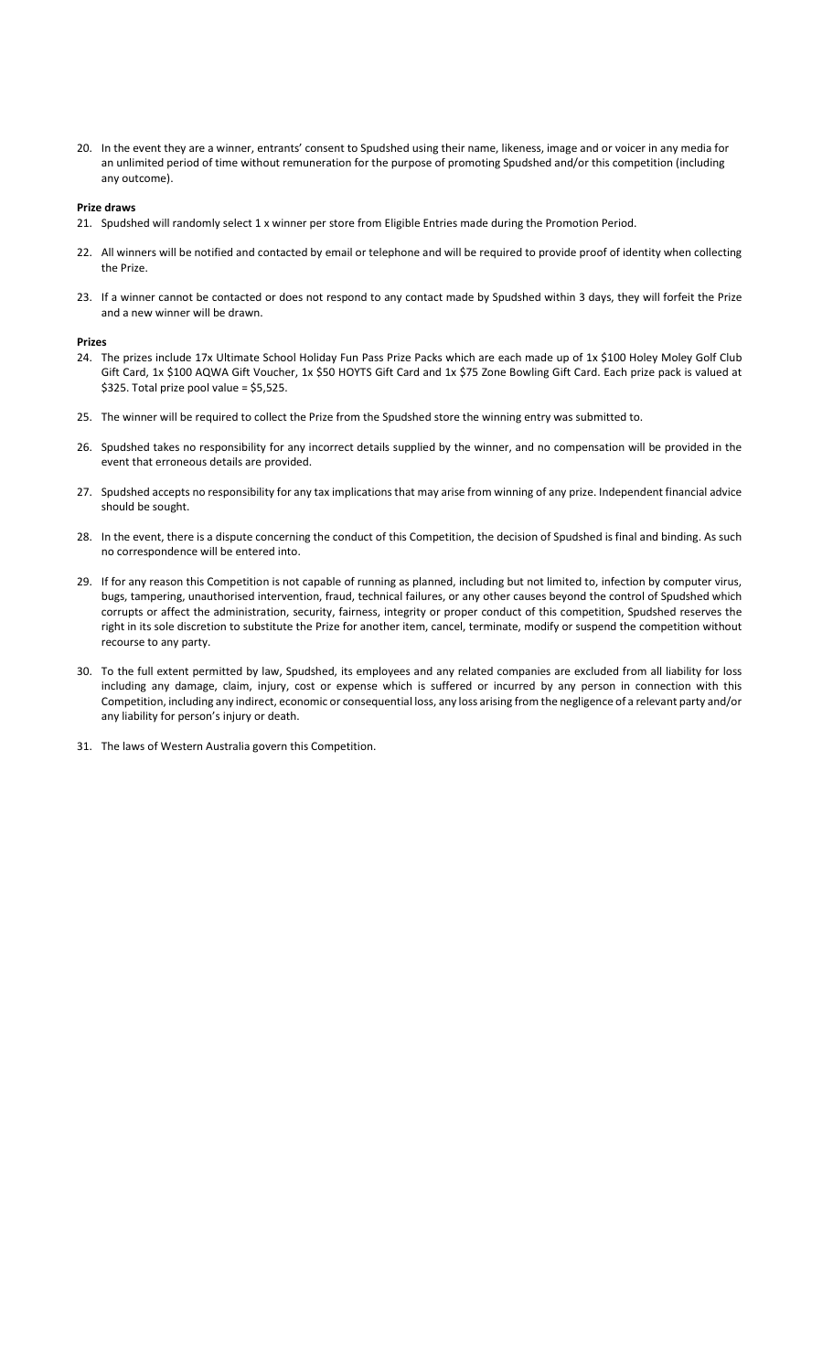20. In the event they are a winner, entrants' consent to Spudshed using their name, likeness, image and or voicer in any media for an unlimited period of time without remuneration for the purpose of promoting Spudshed and/or this competition (including any outcome).

**Prize draws**

21. Spudshed will randomly select 1 x winner per store from Eligible Entries made during the Promotion Period.
22. All winners will be notified and contacted by email or telephone and will be required to provide proof of identity when collecting the Prize.
23. If a winner cannot be contacted or does not respond to any contact made by Spudshed within 3 days, they will forfeit the Prize and a new winner will be drawn.

**Prizes**

24. The prizes include 17x Ultimate School Holiday Fun Pass Prize Packs which are each made up of 1x $100 Holey Moley Golf Club Gift Card, 1x $100 AQWA Gift Voucher, 1x $50 HOYTS Gift Card and 1x $75 Zone Bowling Gift Card. Each prize pack is valued at $325. Total prize pool value = $5,525.
25. The winner will be required to collect the Prize from the Spudshed store the winning entry was submitted to.
26. Spudshed takes no responsibility for any incorrect details supplied by the winner, and no compensation will be provided in the event that erroneous details are provided.
27. Spudshed accepts no responsibility for any tax implications that may arise from winning of any prize. Independent financial advice should be sought.
28. In the event, there is a dispute concerning the conduct of this Competition, the decision of Spudshed is final and binding. As such no correspondence will be entered into.
29. If for any reason this Competition is not capable of running as planned, including but not limited to, infection by computer virus, bugs, tampering, unauthorised intervention, fraud, technical failures, or any other causes beyond the control of Spudshed which corrupts or affect the administration, security, fairness, integrity or proper conduct of this competition, Spudshed reserves the right in its sole discretion to substitute the Prize for another item, cancel, terminate, modify or suspend the competition without recourse to any party.
30. To the full extent permitted by law, Spudshed, its employees and any related companies are excluded from all liability for loss including any damage, claim, injury, cost or expense which is suffered or incurred by any person in connection with this Competition, including any indirect, economic or consequential loss, any loss arising from the negligence of a relevant party and/or any liability for person's injury or death.
31. The laws of Western Australia govern this Competition.